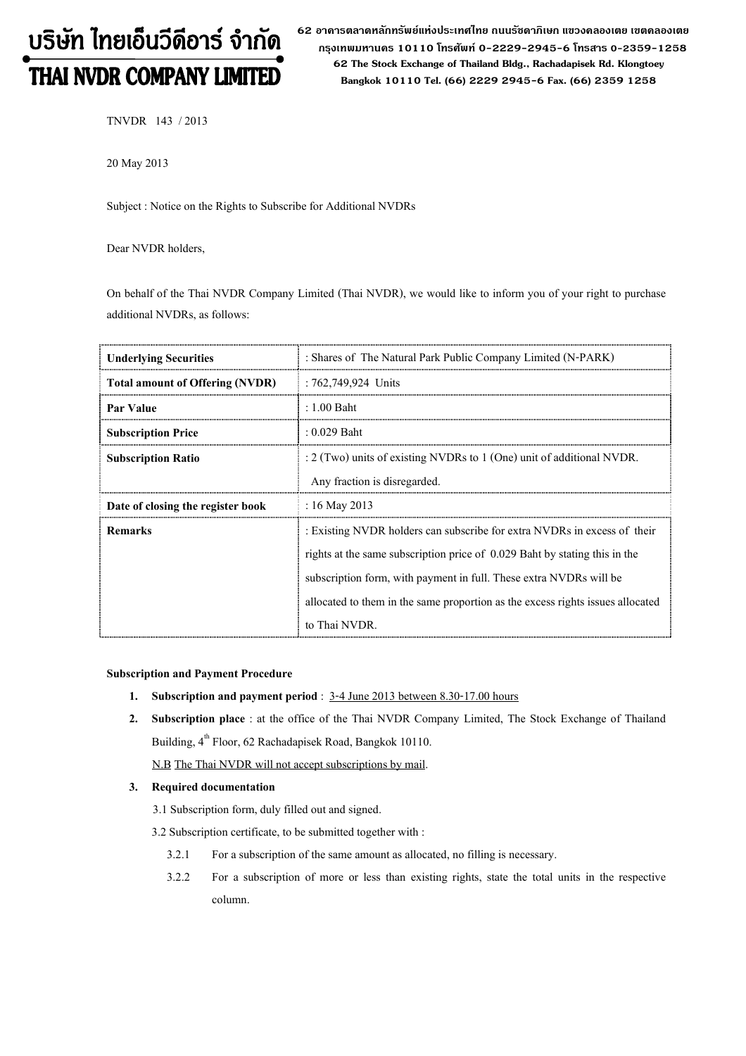# บริษัท ไทยเอ็นวีดีอาร์ จำกัด
# THAI NVDR COMPANY LIMITED

62 อาคารตลาดหลักทรัพย์แห่งประเทศไทย ถนนรัชดาภิเษก แขวงคลองเตย เขตคลองเตย กรุงเทพมหานคร 10110 โทรศัพท์ 0-2229-2945-6 โทรสาร 0-2359-1258
62 The Stock Exchange of Thailand Bldg., Rachadapisek Rd. Klongtoey Bangkok 10110 Tel. (66) 2229 2945-6 Fax. (66) 2359 1258

TNVDR 143 / 2013

20 May 2013

Subject : Notice on the Rights to Subscribe for Additional NVDRs

Dear NVDR holders,

On behalf of the Thai NVDR Company Limited (Thai NVDR), we would like to inform you of your right to purchase additional NVDRs, as follows:

| **Underlying Securities** | : Shares of The Natural Park Public Company Limited (N-PARK) |
|---|---|
| **Total amount of Offering (NVDR)** | : 762,749,924 Units |
| **Par Value** | : 1.00 Baht |
| **Subscription Price** | : 0.029 Baht |
| **Subscription Ratio** | : 2 (Two) units of existing NVDRs to 1 (One) unit of additional NVDR. Any fraction is disregarded. |
| **Date of closing the register book** | : 16 May 2013 |
| **Remarks** | : Existing NVDR holders can subscribe for extra NVDRs in excess of their rights at the same subscription price of 0.029 Baht by stating this in the subscription form, with payment in full. These extra NVDRs will be allocated to them in the same proportion as the excess rights issues allocated to Thai NVDR. |

**Subscription and Payment Procedure**

1. **Subscription and payment period** : 3-4 June 2013 between 8.30-17.00 hours
2. **Subscription place** : at the office of the Thai NVDR Company Limited, The Stock Exchange of Thailand Building, 4th Floor, 62 Rachadapisek Road, Bangkok 10110.

   N.B The Thai NVDR will not accept subscriptions by mail.

3. **Required documentation**

   3.1 Subscription form, duly filled out and signed.

   3.2 Subscription certificate, to be submitted together with :

   3.2.1 For a subscription of the same amount as allocated, no filling is necessary.

   3.2.2 For a subscription of more or less than existing rights, state the total units in the respective column.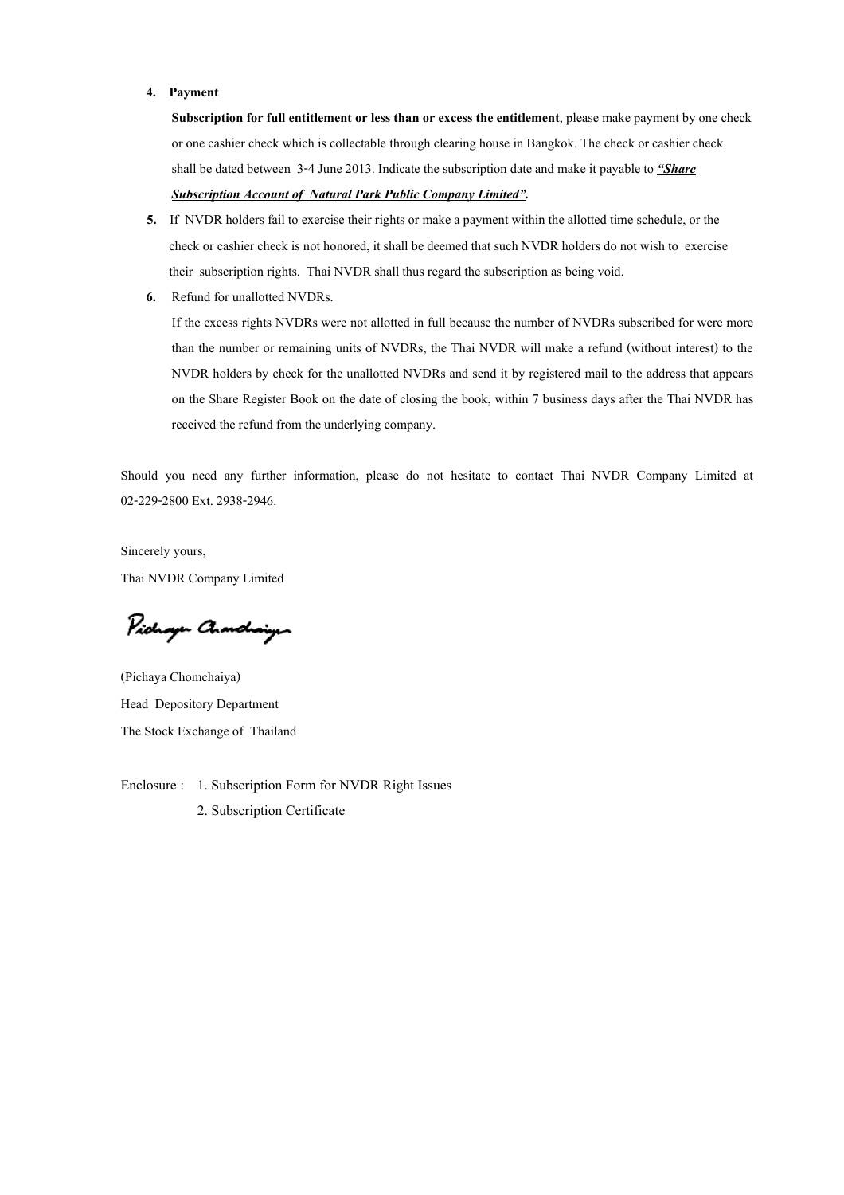4. **Payment**

   **Subscription for full entitlement or less than or excess the entitlement**, please make payment by one check or one cashier check which is collectable through clearing house in Bangkok. The check or cashier check shall be dated between 3-4 June 2013. Indicate the subscription date and make it payable to ***"Share Subscription Account of Natural Park Public Company Limited".***

5. If NVDR holders fail to exercise their rights or make a payment within the allotted time schedule, or the check or cashier check is not honored, it shall be deemed that such NVDR holders do not wish to exercise their subscription rights. Thai NVDR shall thus regard the subscription as being void.

6. Refund for unallotted NVDRs.

   If the excess rights NVDRs were not allotted in full because the number of NVDRs subscribed for were more than the number or remaining units of NVDRs, the Thai NVDR will make a refund (without interest) to the NVDR holders by check for the unallotted NVDRs and send it by registered mail to the address that appears on the Share Register Book on the date of closing the book, within 7 business days after the Thai NVDR has received the refund from the underlying company.

Should you need any further information, please do not hesitate to contact Thai NVDR Company Limited at 02-229-2800 Ext. 2938-2946.

Sincerely yours,

Thai NVDR Company Limited

(Pichaya Chomchaiya)

Head Depository Department

The Stock Exchange of Thailand

Enclosure : 1. Subscription Form for NVDR Right Issues

2. Subscription Certificate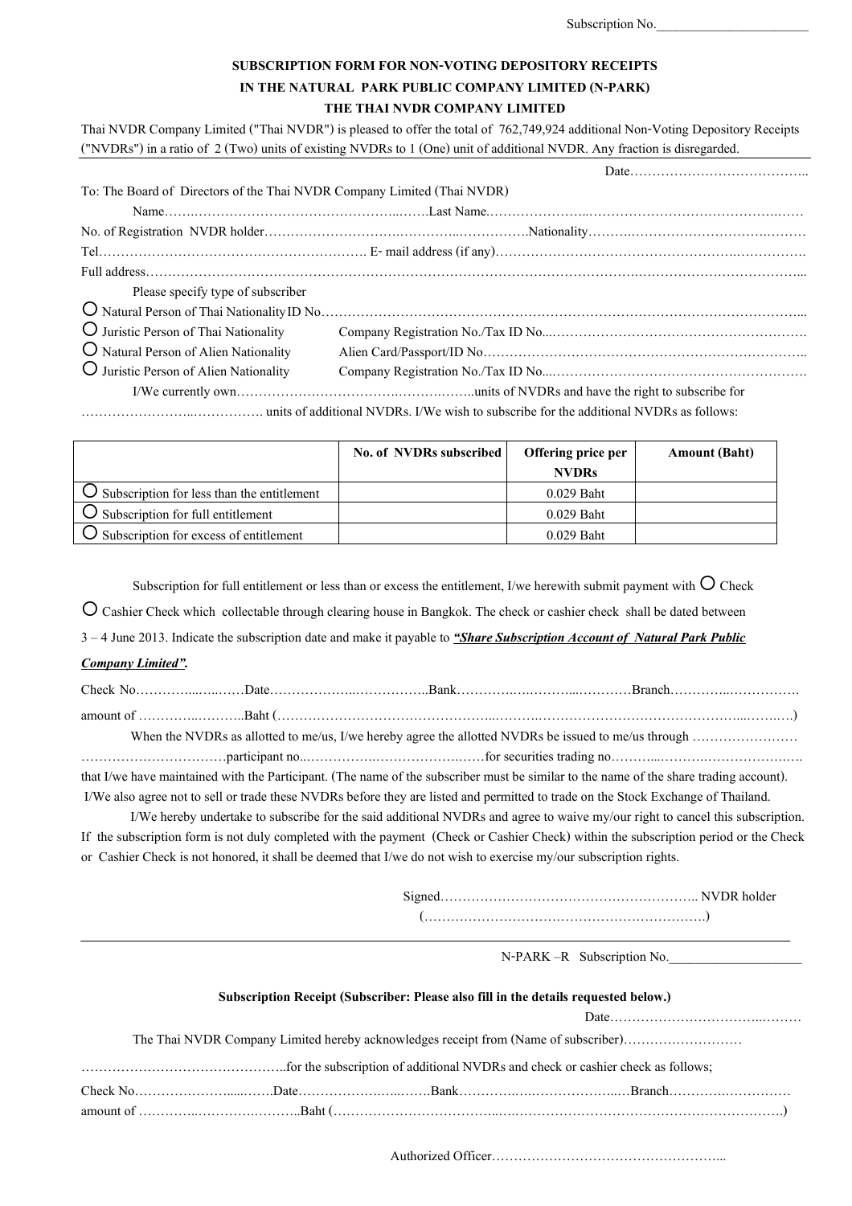Subscription No.______________________

**SUBSCRIPTION FORM FOR NON-VOTING DEPOSITORY RECEIPTS**
**IN THE NATURAL PARK PUBLIC COMPANY LIMITED (N-PARK)**
**THE THAI NVDR COMPANY LIMITED**

Thai NVDR Company Limited ("Thai NVDR") is pleased to offer the total of 762,749,924 additional Non-Voting Depository Receipts ("NVDRs") in a ratio of 2 (Two) units of existing NVDRs to 1 (One) unit of additional NVDR. Any fraction is disregarded.

Date…………………………………..

To: The Board of Directors of the Thai NVDR Company Limited (Thai NVDR)

Name……..……………………………………..…….Last Name.…………………..……………………………………….……

No. of Registration NVDR holder………………………….……………..…………….Nationality……….……………………….………

Tel……………………………………………………. E- mail address (if any)…………………………………………………….……………

Full address……………………………………………………………………………………………….…………………………………...

Please specify type of subscriber

○ Natural Person of Thai Nationality ID No…………………………….………………………………………………………………...

○ Juristic Person of Thai Nationality Company Registration No./Tax ID No...……………………………………………………

○ Natural Person of Alien Nationality Alien Card/Passport/ID No………………………………………………………………..

○ Juristic Person of Alien Nationality Company Registration No./Tax ID No...……………………………………………………

I/We currently own……………………………….…….……..units of NVDRs and have the right to subscribe for ……………………..……………. units of additional NVDRs. I/We wish to subscribe for the additional NVDRs as follows:

| | No. of NVDRs subscribed | Offering price per NVDRs | Amount (Baht) |
|---|---|---|---|
| ○ Subscription for less than the entitlement | | 0.029 Baht | |
| ○ Subscription for full entitlement | | 0.029 Baht | |
| ○ Subscription for excess of entitlement | | 0.029 Baht | |

Subscription for full entitlement or less than or excess the entitlement, I/we herewith submit payment with ○ Check ○ Cashier Check which collectable through clearing house in Bangkok. The check or cashier check shall be dated between 3 – 4 June 2013. Indicate the subscription date and make it payable to ***"Share Subscription Account of Natural Park Public Company Limited".***

Check No…………...…..……Date………………..……………..Bank…………….………...…………Branch…………..…………….

amount of …………..………..Baht (…………………………………………..……….………………………………………...……..…)

When the NVDRs as allotted to me/us, I/we hereby agree the allotted NVDRs be issued to me/us through …………………… ……………………………participant no..…………….…………………………for securities trading no………...………………………. that I/we have maintained with the Participant. (The name of the subscriber must be similar to the name of the share trading account). I/We also agree not to sell or trade these NVDRs before they are listed and permitted to trade on the Stock Exchange of Thailand.

I/We hereby undertake to subscribe for the said additional NVDRs and agree to waive my/our right to cancel this subscription. If the subscription form is not duly completed with the payment (Check or Cashier Check) within the subscription period or the Check or Cashier Check is not honored, it shall be deemed that I/we do not wish to exercise my/our subscription rights.

Signed…………………………………………………….. NVDR holder

(……………………………………………………….)

---

N-PARK –R Subscription No.___________________

**Subscription Receipt (Subscriber: Please also fill in the details requested below.)**

Date……………………………..………

The Thai NVDR Company Limited hereby acknowledges receipt from (Name of subscriber)………………………

………………………………………..for the subscription of additional NVDRs and check or cashier check as follows;

Check No…………………......…….Date…………………..……Bank…………….………………..…Branch………….……………

amount of …………..……………..……..Baht (………………………………..……………………………………………………….)

Authorized Officer…………………………………………...